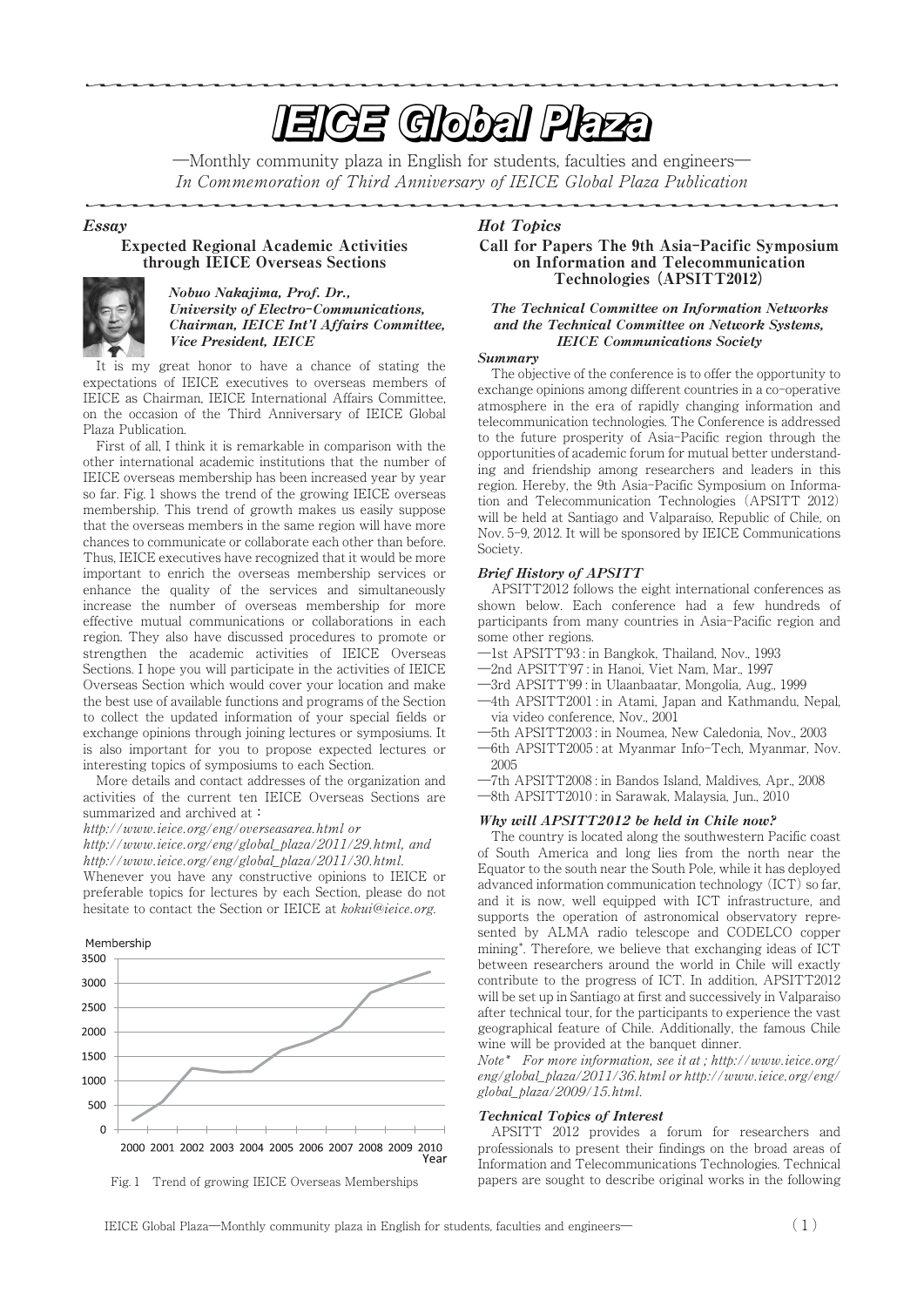# IEICE Global Plaza

—Monthly community plaza in English for students, faculties and engineers—

*In Commemoration of Third Anniversary of IEICE Global Plaza Publication*

## *Essay*

### Expected Regional Academic Activities through IEICE Overseas Sections

***Nobuo Nakajima, Prof. Dr., University of Electro-Communications, Chairman, IEICE Int'l Affairs Committee, Vice President, IEICE***

It is my great honor to have a chance of stating the expectations of IEICE executives to overseas members of IEICE as Chairman, IEICE International Affairs Committee, on the occasion of the Third Anniversary of IEICE Global Plaza Publication.

First of all, I think it is remarkable in comparison with the other international academic institutions that the number of IEICE overseas membership has been increased year by year so far. Fig. 1 shows the trend of the growing IEICE overseas membership. This trend of growth makes us easily suppose that the overseas members in the same region will have more chances to communicate or collaborate each other than before. Thus, IEICE executives have recognized that it would be more important to enrich the overseas membership services or enhance the quality of the services and simultaneously increase the number of overseas membership for more effective mutual communications or collaborations in each region. They also have discussed procedures to promote or strengthen the academic activities of IEICE Overseas Sections. I hope you will participate in the activities of IEICE Overseas Section which would cover your location and make the best use of available functions and programs of the Section to collect the updated information of your special fields or exchange opinions through joining lectures or symposiums. It is also important for you to propose expected lectures or interesting topics of symposiums to each Section.

More details and contact addresses of the organization and activities of the current ten IEICE Overseas Sections are summarized and archived at :

*http://www.ieice.org/eng/overseasarea.html or*
*http://www.ieice.org/eng/global_plaza/2011/29.html, and*
*http://www.ieice.org/eng/global_plaza/2011/30.html.*

Whenever you have any constructive opinions to IEICE or preferable topics for lectures by each Section, please do not hesitate to contact the Section or IEICE at *kokui@ieice.org.*

Fig. 1 Trend of growing IEICE Overseas Memberships

## *Hot Topics*

### Call for Papers The 9th Asia-Pacific Symposium on Information and Telecommunication Technologies (APSITT2012)

***The Technical Committee on Information Networks and the Technical Committee on Network Systems, IEICE Communications Society***

#### *Summary*

The objective of the conference is to offer the opportunity to exchange opinions among different countries in a co-operative atmosphere in the era of rapidly changing information and telecommunication technologies. The Conference is addressed to the future prosperity of Asia-Pacific region through the opportunities of academic forum for mutual better understanding and friendship among researchers and leaders in this region. Hereby, the 9th Asia-Pacific Symposium on Information and Telecommunication Technologies (APSITT 2012) will be held at Santiago and Valparaiso, Republic of Chile, on Nov. 5-9, 2012. It will be sponsored by IEICE Communications Society.

#### *Brief History of APSITT*

APSITT2012 follows the eight international conferences as shown below. Each conference had a few hundreds of participants from many countries in Asia-Pacific region and some other regions.

—1st APSITT'93 : in Bangkok, Thailand, Nov., 1993
—2nd APSITT'97 : in Hanoi, Viet Nam, Mar., 1997
—3rd APSITT'99 : in Ulaanbaatar, Mongolia, Aug., 1999
—4th APSITT2001 : in Atami, Japan and Kathmandu, Nepal, via video conference, Nov., 2001
—5th APSITT2003 : in Noumea, New Caledonia, Nov., 2003
—6th APSITT2005 : at Myanmar Info-Tech, Myanmar, Nov. 2005
—7th APSITT2008 : in Bandos Island, Maldives, Apr., 2008
—8th APSITT2010 : in Sarawak, Malaysia, Jun., 2010

#### *Why will APSITT2012 be held in Chile now?*

The country is located along the southwestern Pacific coast of South America and long lies from the north near the Equator to the south near the South Pole, while it has deployed advanced information communication technology (ICT) so far, and it is now, well equipped with ICT infrastructure, and supports the operation of astronomical observatory represented by ALMA radio telescope and CODELCO copper mining*. Therefore, we believe that exchanging ideas of ICT between researchers around the world in Chile will exactly contribute to the progress of ICT. In addition, APSITT2012 will be set up in Santiago at first and successively in Valparaiso after technical tour, for the participants to experience the vast geographical feature of Chile. Additionally, the famous Chile wine will be provided at the banquet dinner.

*Note\* For more information, see it at ; http://www.ieice.org/eng/global_plaza/2011/36.html or http://www.ieice.org/eng/global_plaza/2009/15.html.*

#### *Technical Topics of Interest*

APSITT 2012 provides a forum for researchers and professionals to present their findings on the broad areas of Information and Telecommunications Technologies. Technical papers are sought to describe original works in the following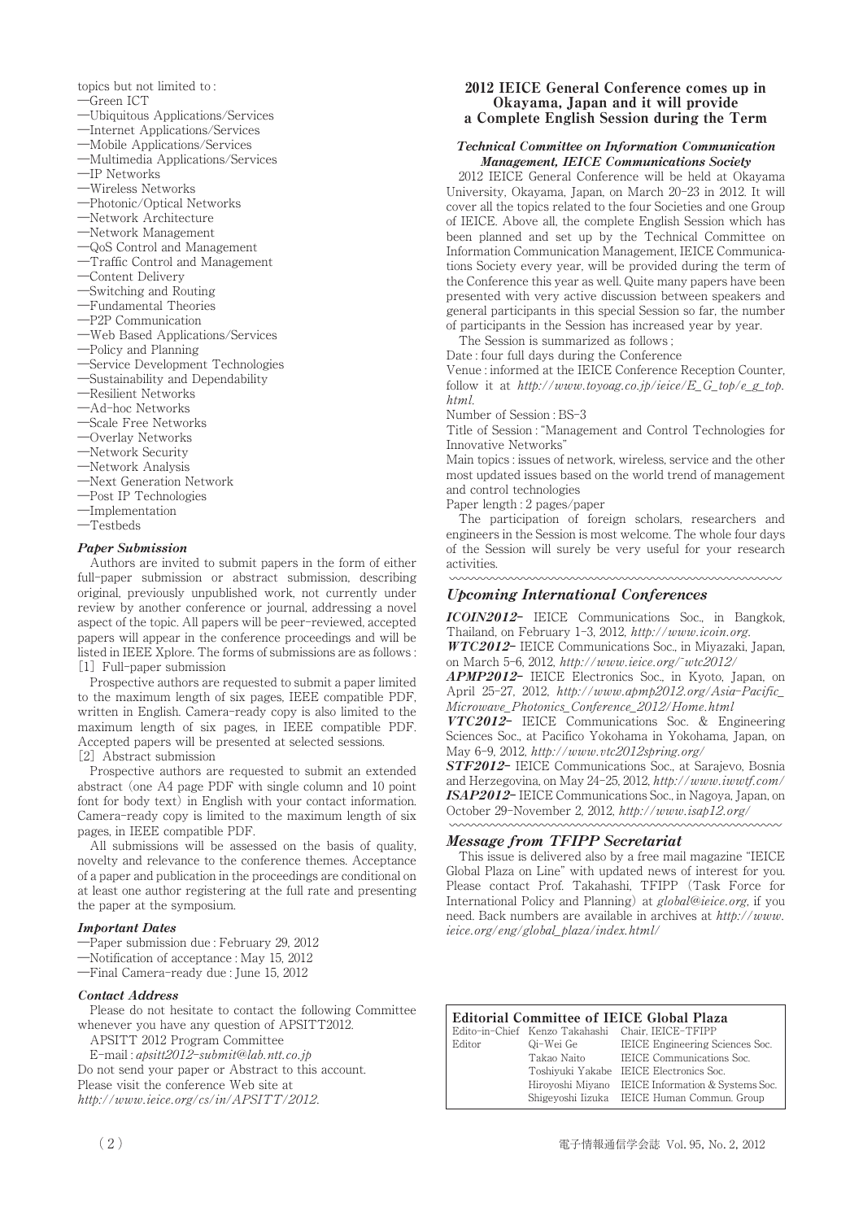topics but not limited to :

- —Green ICT
- —Ubiquitous Applications/Services
- —Internet Applications/Services
- —Mobile Applications/Services
- —Multimedia Applications/Services
- —IP Networks
- —Wireless Networks
- —Photonic/Optical Networks
- —Network Architecture
- —Network Management
- —QoS Control and Management
- —Traffic Control and Management
- —Content Delivery
- —Switching and Routing
- —Fundamental Theories
- —P2P Communication
- —Web Based Applications/Services
- —Policy and Planning
- —Service Development Technologies
- —Sustainability and Dependability
- —Resilient Networks
- —Ad-hoc Networks
- —Scale Free Networks
- —Overlay Networks
- —Network Security
- —Network Analysis
- —Next Generation Network
- —Post IP Technologies
- —Implementation
- —Testbeds

### *Paper Submission*

Authors are invited to submit papers in the form of either full-paper submission or abstract submission, describing original, previously unpublished work, not currently under review by another conference or journal, addressing a novel aspect of the topic. All papers will be peer-reviewed, accepted papers will appear in the conference proceedings and will be listed in IEEE Xplore. The forms of submissions are as follows :

[1] Full-paper submission

Prospective authors are requested to submit a paper limited to the maximum length of six pages, IEEE compatible PDF, written in English. Camera-ready copy is also limited to the maximum length of six pages, in IEEE compatible PDF. Accepted papers will be presented at selected sessions.

[2] Abstract submission

Prospective authors are requested to submit an extended abstract (one A4 page PDF with single column and 10 point font for body text) in English with your contact information. Camera-ready copy is limited to the maximum length of six pages, in IEEE compatible PDF.

All submissions will be assessed on the basis of quality, novelty and relevance to the conference themes. Acceptance of a paper and publication in the proceedings are conditional on at least one author registering at the full rate and presenting the paper at the symposium.

### *Important Dates*

- —Paper submission due : February 29, 2012
- —Notification of acceptance : May 15, 2012
- —Final Camera-ready due : June 15, 2012

### *Contact Address*

Please do not hesitate to contact the following Committee whenever you have any question of APSITT2012.

APSITT 2012 Program Committee

E-mail : *apsitt2012-submit@lab.ntt.co.jp*

Do not send your paper or Abstract to this account.

Please visit the conference Web site at

*http://www.ieice.org/cs/in/APSITT/2012.*

## 2012 IEICE General Conference comes up in Okayama, Japan and it will provide a Complete English Session during the Term

***Technical Committee on Information Communication Management, IEICE Communications Society***

2012 IEICE General Conference will be held at Okayama University, Okayama, Japan, on March 20-23 in 2012. It will cover all the topics related to the four Societies and one Group of IEICE. Above all, the complete English Session which has been planned and set up by the Technical Committee on Information Communication Management, IEICE Communications Society every year, will be provided during the term of the Conference this year as well. Quite many papers have been presented with very active discussion between speakers and general participants in this special Session so far, the number of participants in the Session has increased year by year.

The Session is summarized as follows ;

Date : four full days during the Conference

Venue : informed at the IEICE Conference Reception Counter, follow it at *http://www.toyoag.co.jp/ieice/E_G_top/e_g_top.html.*

Number of Session : BS-3

Title of Session : "Management and Control Technologies for Innovative Networks"

Main topics : issues of network, wireless, service and the other most updated issues based on the world trend of management and control technologies

Paper length : 2 pages/paper

The participation of foreign scholars, researchers and engineers in the Session is most welcome. The whole four days of the Session will surely be very useful for your research activities.

## *Upcoming International Conferences*

***ICOIN2012-*** IEICE Communications Soc., in Bangkok, Thailand, on February 1-3, 2012, *http://www.icoin.org.*

***WTC2012-*** IEICE Communications Soc., in Miyazaki, Japan, on March 5-6, 2012, *http://www.ieice.org/~wtc2012/*

***APMP2012-*** IEICE Electronics Soc., in Kyoto, Japan, on April 25-27, 2012, *http://www.apmp2012.org/Asia-Pacific_Microwave_Photonics_Conference_2012/Home.html*

***VTC2012-*** IEICE Communications Soc. & Engineering Sciences Soc., at Pacifico Yokohama in Yokohama, Japan, on May 6-9, 2012, *http://www.vtc2012spring.org/*

***STF2012-*** IEICE Communications Soc., at Sarajevo, Bosnia and Herzegovina, on May 24-25, 2012, *http://www.iwwtf.com/*

***ISAP2012-*** IEICE Communications Soc., in Nagoya, Japan, on October 29-November 2, 2012, *http://www.isap12.org/*

## *Message from TFIPP Secretariat*

This issue is delivered also by a free mail magazine "IEICE Global Plaza on Line" with updated news of interest for you. Please contact Prof. Takahashi, TFIPP (Task Force for International Policy and Planning) at *global@ieice.org*, if you need. Back numbers are available in archives at *http://www.ieice.org/eng/global_plaza/index.html/*

**Editorial Committee of IEICE Global Plaza**

| | | |
|---|---|---|
| Edito-in-Chief | Kenzo Takahashi | Chair, IEICE-TFIPP |
| Editor | Qi-Wei Ge | IEICE Engineering Sciences Soc. |
| | Takao Naito | IEICE Communications Soc. |
| | Toshiyuki Yakabe | IEICE Electronics Soc. |
| | Hiroyoshi Miyano | IEICE Information & Systems Soc. |
| | Shigeyoshi Iizuka | IEICE Human Commun. Group |